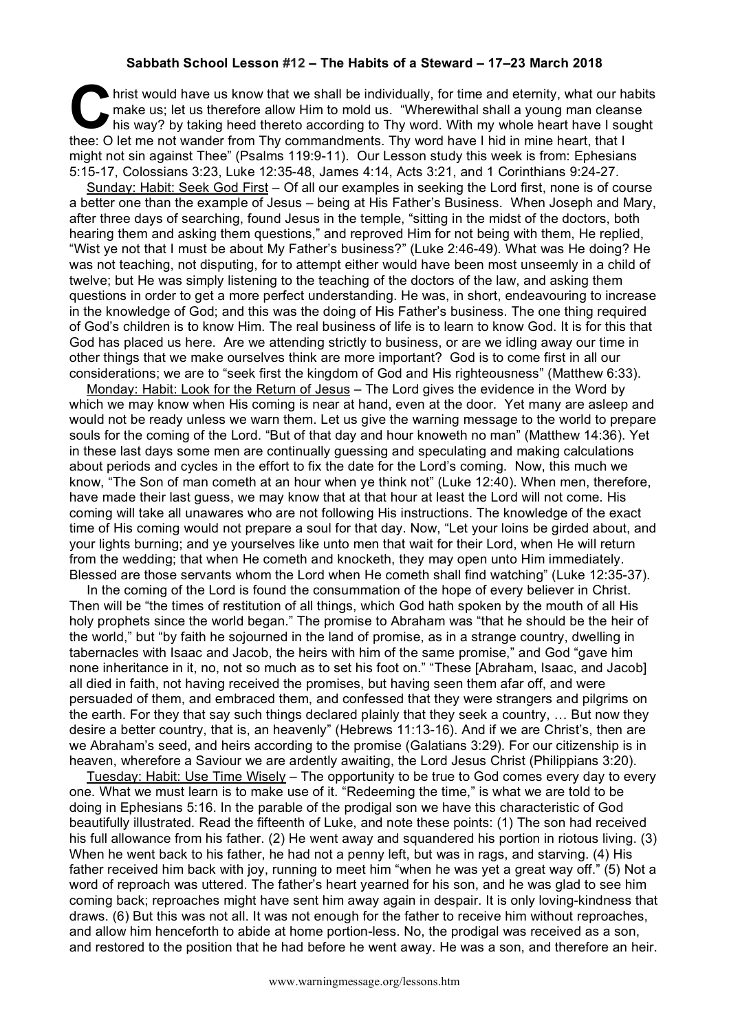**Sabbath School Lesson #12 – The Habits of a Steward – 17–23 March 2018**

Christ would have us know that we shall be individually, for time and eternity, what our habits make us; let us therefore allow Him to mold us. "Wherewithal shall a young man cleanse his way? by taking heed thereto according to Thy word. With my whole heart have I sought thee: O let me not wander from Thy commandments. Thy word have I hid in mine heart, that I might not sin against Thee" (Psalms 119:9-11). Our Lesson study this week is from: Ephesians 5:15-17, Colossians 3:23, Luke 12:35-48, James 4:14, Acts 3:21, and 1 Corinthians 9:24-27.

Sunday: Habit: Seek God First – Of all our examples in seeking the Lord first, none is of course a better one than the example of Jesus – being at His Father's Business. When Joseph and Mary, after three days of searching, found Jesus in the temple, "sitting in the midst of the doctors, both hearing them and asking them questions," and reproved Him for not being with them, He replied, "Wist ye not that I must be about My Father's business?" (Luke 2:46-49). What was He doing? He was not teaching, not disputing, for to attempt either would have been most unseemly in a child of twelve; but He was simply listening to the teaching of the doctors of the law, and asking them questions in order to get a more perfect understanding. He was, in short, endeavouring to increase in the knowledge of God; and this was the doing of His Father's business. The one thing required of God's children is to know Him. The real business of life is to learn to know God. It is for this that God has placed us here. Are we attending strictly to business, or are we idling away our time in other things that we make ourselves think are more important? God is to come first in all our considerations; we are to "seek first the kingdom of God and His righteousness" (Matthew 6:33).

Monday: Habit: Look for the Return of Jesus – The Lord gives the evidence in the Word by which we may know when His coming is near at hand, even at the door. Yet many are asleep and would not be ready unless we warn them. Let us give the warning message to the world to prepare souls for the coming of the Lord. "But of that day and hour knoweth no man" (Matthew 14:36). Yet in these last days some men are continually guessing and speculating and making calculations about periods and cycles in the effort to fix the date for the Lord's coming. Now, this much we know, "The Son of man cometh at an hour when ye think not" (Luke 12:40). When men, therefore, have made their last guess, we may know that at that hour at least the Lord will not come. His coming will take all unawares who are not following His instructions. The knowledge of the exact time of His coming would not prepare a soul for that day. Now, "Let your loins be girded about, and your lights burning; and ye yourselves like unto men that wait for their Lord, when He will return from the wedding; that when He cometh and knocketh, they may open unto Him immediately. Blessed are those servants whom the Lord when He cometh shall find watching" (Luke 12:35-37).

In the coming of the Lord is found the consummation of the hope of every believer in Christ. Then will be "the times of restitution of all things, which God hath spoken by the mouth of all His holy prophets since the world began." The promise to Abraham was "that he should be the heir of the world," but "by faith he sojourned in the land of promise, as in a strange country, dwelling in tabernacles with Isaac and Jacob, the heirs with him of the same promise," and God "gave him none inheritance in it, no, not so much as to set his foot on." "These [Abraham, Isaac, and Jacob] all died in faith, not having received the promises, but having seen them afar off, and were persuaded of them, and embraced them, and confessed that they were strangers and pilgrims on the earth. For they that say such things declared plainly that they seek a country, … But now they desire a better country, that is, an heavenly" (Hebrews 11:13-16). And if we are Christ's, then are we Abraham's seed, and heirs according to the promise (Galatians 3:29). For our citizenship is in heaven, wherefore a Saviour we are ardently awaiting, the Lord Jesus Christ (Philippians 3:20).

Tuesday: Habit: Use Time Wisely – The opportunity to be true to God comes every day to every one. What we must learn is to make use of it. "Redeeming the time," is what we are told to be doing in Ephesians 5:16. In the parable of the prodigal son we have this characteristic of God beautifully illustrated. Read the fifteenth of Luke, and note these points: (1) The son had received his full allowance from his father. (2) He went away and squandered his portion in riotous living. (3) When he went back to his father, he had not a penny left, but was in rags, and starving. (4) His father received him back with joy, running to meet him "when he was yet a great way off." (5) Not a word of reproach was uttered. The father's heart yearned for his son, and he was glad to see him coming back; reproaches might have sent him away again in despair. It is only loving-kindness that draws. (6) But this was not all. It was not enough for the father to receive him without reproaches, and allow him henceforth to abide at home portion-less. No, the prodigal was received as a son, and restored to the position that he had before he went away. He was a son, and therefore an heir.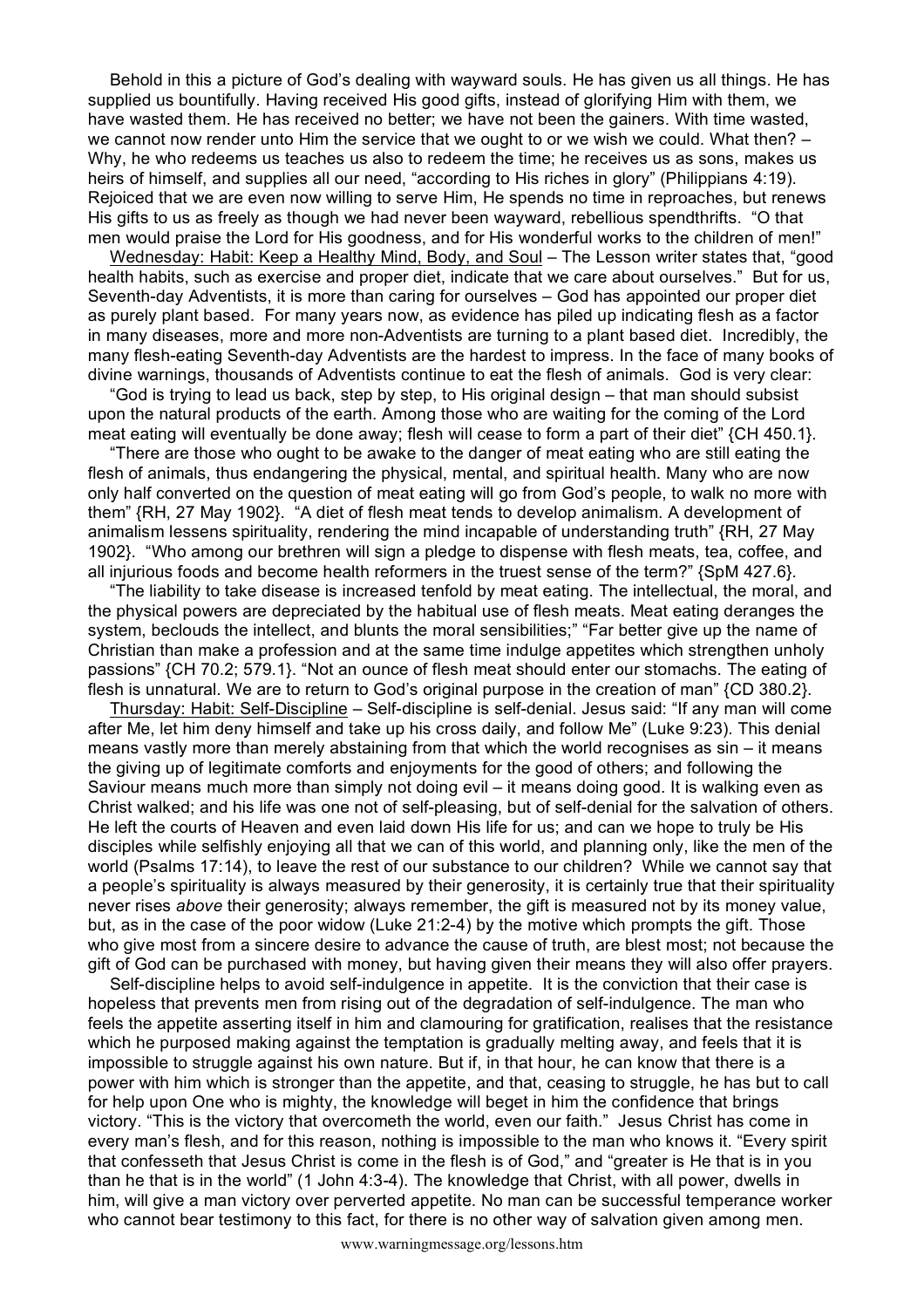Behold in this a picture of God's dealing with wayward souls. He has given us all things. He has supplied us bountifully. Having received His good gifts, instead of glorifying Him with them, we have wasted them. He has received no better; we have not been the gainers. With time wasted, we cannot now render unto Him the service that we ought to or we wish we could. What then? – Why, he who redeems us teaches us also to redeem the time; he receives us as sons, makes us heirs of himself, and supplies all our need, "according to His riches in glory" (Philippians 4:19). Rejoiced that we are even now willing to serve Him, He spends no time in reproaches, but renews His gifts to us as freely as though we had never been wayward, rebellious spendthrifts. "O that men would praise the Lord for His goodness, and for His wonderful works to the children of men!"

Wednesday: Habit: Keep a Healthy Mind, Body, and Soul – The Lesson writer states that, "good health habits, such as exercise and proper diet, indicate that we care about ourselves." But for us, Seventh-day Adventists, it is more than caring for ourselves – God has appointed our proper diet as purely plant based. For many years now, as evidence has piled up indicating flesh as a factor in many diseases, more and more non-Adventists are turning to a plant based diet. Incredibly, the many flesh-eating Seventh-day Adventists are the hardest to impress. In the face of many books of divine warnings, thousands of Adventists continue to eat the flesh of animals. God is very clear:

"God is trying to lead us back, step by step, to His original design – that man should subsist upon the natural products of the earth. Among those who are waiting for the coming of the Lord meat eating will eventually be done away; flesh will cease to form a part of their diet" {CH 450.1}.

"There are those who ought to be awake to the danger of meat eating who are still eating the flesh of animals, thus endangering the physical, mental, and spiritual health. Many who are now only half converted on the question of meat eating will go from God's people, to walk no more with them" {RH, 27 May 1902}. "A diet of flesh meat tends to develop animalism. A development of animalism lessens spirituality, rendering the mind incapable of understanding truth" {RH, 27 May 1902}. "Who among our brethren will sign a pledge to dispense with flesh meats, tea, coffee, and all injurious foods and become health reformers in the truest sense of the term?" {SpM 427.6}.

"The liability to take disease is increased tenfold by meat eating. The intellectual, the moral, and the physical powers are depreciated by the habitual use of flesh meats. Meat eating deranges the system, beclouds the intellect, and blunts the moral sensibilities;" "Far better give up the name of Christian than make a profession and at the same time indulge appetites which strengthen unholy passions" {CH 70.2; 579.1}. "Not an ounce of flesh meat should enter our stomachs. The eating of flesh is unnatural. We are to return to God's original purpose in the creation of man" {CD 380.2}.

Thursday: Habit: Self-Discipline – Self-discipline is self-denial. Jesus said: "If any man will come after Me, let him deny himself and take up his cross daily, and follow Me" (Luke 9:23). This denial means vastly more than merely abstaining from that which the world recognises as sin – it means the giving up of legitimate comforts and enjoyments for the good of others; and following the Saviour means much more than simply not doing evil – it means doing good. It is walking even as Christ walked; and his life was one not of self-pleasing, but of self-denial for the salvation of others. He left the courts of Heaven and even laid down His life for us; and can we hope to truly be His disciples while selfishly enjoying all that we can of this world, and planning only, like the men of the world (Psalms 17:14), to leave the rest of our substance to our children? While we cannot say that a people's spirituality is always measured by their generosity, it is certainly true that their spirituality never rises *above* their generosity; always remember, the gift is measured not by its money value, but, as in the case of the poor widow (Luke 21:2-4) by the motive which prompts the gift. Those who give most from a sincere desire to advance the cause of truth, are blest most; not because the gift of God can be purchased with money, but having given their means they will also offer prayers.

Self-discipline helps to avoid self-indulgence in appetite. It is the conviction that their case is hopeless that prevents men from rising out of the degradation of self-indulgence. The man who feels the appetite asserting itself in him and clamouring for gratification, realises that the resistance which he purposed making against the temptation is gradually melting away, and feels that it is impossible to struggle against his own nature. But if, in that hour, he can know that there is a power with him which is stronger than the appetite, and that, ceasing to struggle, he has but to call for help upon One who is mighty, the knowledge will beget in him the confidence that brings victory. "This is the victory that overcometh the world, even our faith." Jesus Christ has come in every man's flesh, and for this reason, nothing is impossible to the man who knows it. "Every spirit that confesseth that Jesus Christ is come in the flesh is of God," and "greater is He that is in you than he that is in the world" (1 John 4:3-4). The knowledge that Christ, with all power, dwells in him, will give a man victory over perverted appetite. No man can be successful temperance worker who cannot bear testimony to this fact, for there is no other way of salvation given among men.

www.warningmessage.org/lessons.htm